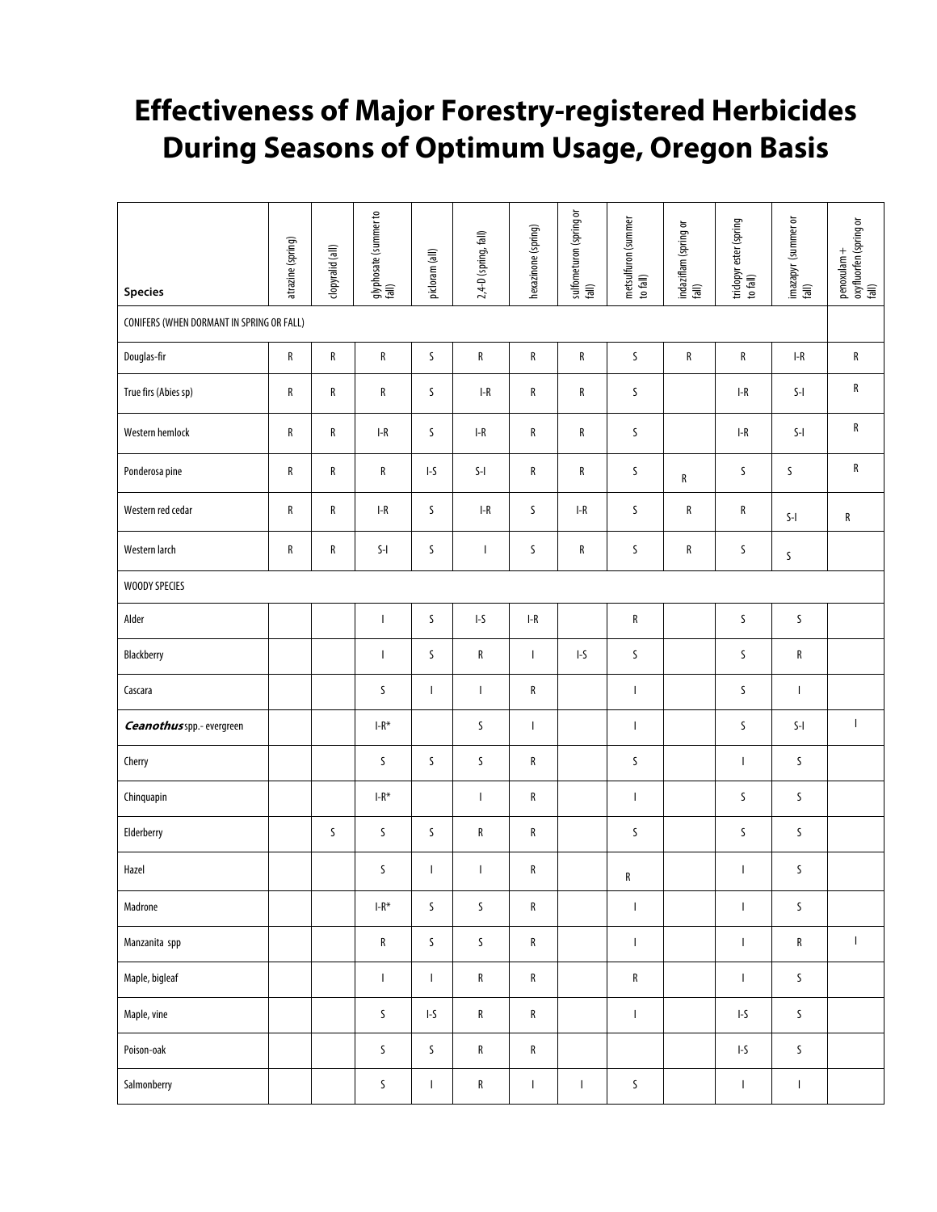# Effectiveness of Major Forestry-registered Herbicides During Seasons of Optimum Usage, Oregon Basis

| Species | atrazine (spring) | clopyralid (all) | glyphosate (summer to fall) | picloram (all) | 2,4-D (spring, fall) | hexazinone (spring) | sulfometuron (spring or fall) | metsulfuron (summer to fall) | indaziflam (spring or fall) | triclopyr ester (spring to fall) | imazapyr (summer or fall) | penoxulam + oxyfluorfen (spring or fall) |
|---|---|---|---|---|---|---|---|---|---|---|---|---|
| CONIFERS (WHEN DORMANT IN SPRING OR FALL) | | | | | | | | | | | | |
| Douglas-fir | R | R | R | S | R | R | R | S | R | R | I-R | R |
| True firs (Abies sp) | R | R | R | S | I-R | R | R | S | | I-R | S-I | R |
| Western hemlock | R | R | I-R | S | I-R | R | R | S | | I-R | S-I | R |
| Ponderosa pine | R | R | R | I-S | S-I | R | R | S | R | S | S | R |
| Western red cedar | R | R | I-R | S | I-R | S | I-R | S | R | R | S-I | R |
| Western larch | R | R | S-I | S | I | S | R | S | R | S | S | |
| WOODY SPECIES | | | | | | | | | | | | |
| Alder | | | I | S | I-S | I-R | | R | | S | S | |
| Blackberry | | | I | S | R | I | I-S | S | | S | R | |
| Cascara | | | S | I | I | R | | I | | S | I | |
| ***Ceanothus*** spp.- evergreen | | | I-R* | | S | I | | I | | S | S-I | I |
| Cherry | | | S | S | S | R | | S | | I | S | |
| Chinquapin | | | I-R* | | I | R | | I | | S | S | |
| Elderberry | | S | S | S | R | R | | S | | S | S | |
| Hazel | | | S | I | I | R | | R | | I | S | |
| Madrone | | | I-R* | S | S | R | | I | | I | S | |
| Manzanita spp | | | R | S | S | R | | I | | I | R | I |
| Maple, bigleaf | | | I | I | R | R | | R | | I | S | |
| Maple, vine | | | S | I-S | R | R | | I | | I-S | S | |
| Poison-oak | | | S | S | R | R | | | | I-S | S | |
| Salmonberry | | | S | I | R | I | I | S | | I | I | |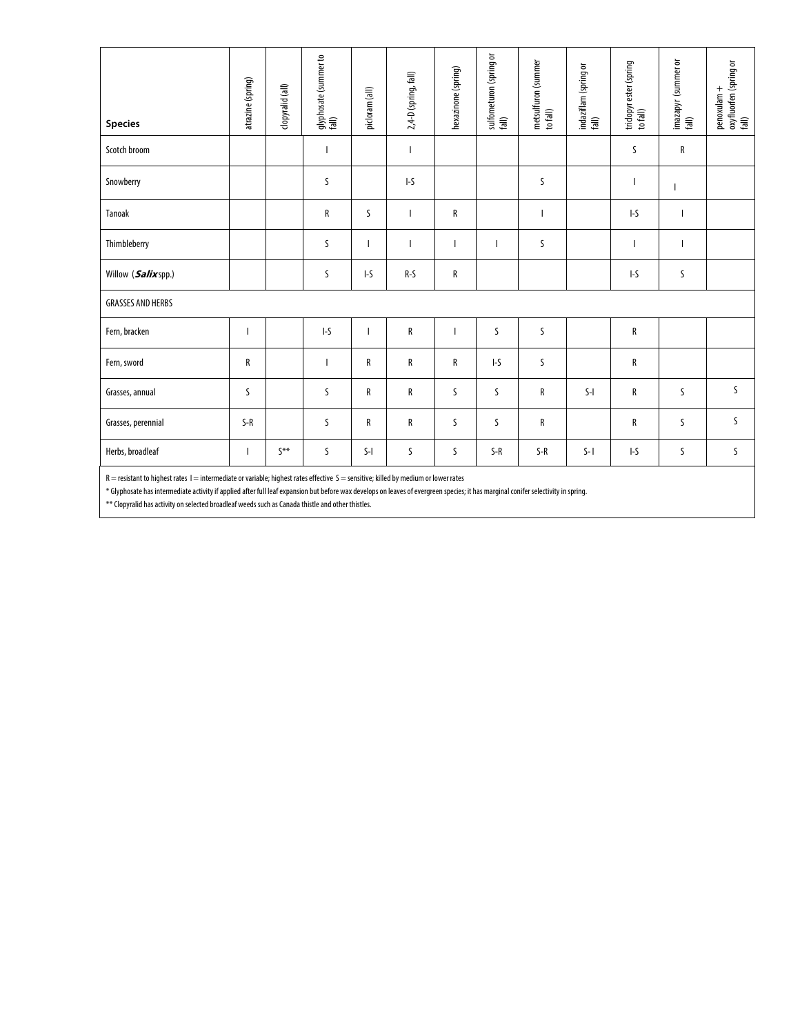| Species | atrazine (spring) | clopyralid (all) | glyphosate (summer to fall) | picloram (all) | 2,4-D (spring, fall) | hexazinone (spring) | sulfometuron (spring or fall) | metsulfuron (summer to fall) | indaziflam (spring or fall) | triclopyr ester (spring to fall) | imazapyr (summer or fall) | penoxulam + oxyfluorfen (spring or fall) |
|---|---|---|---|---|---|---|---|---|---|---|---|---|
| Scotch broom | | | I | | I | | | | | S | R | |
| Snowberry | | | S | | I-S | | | S | | I | I | |
| Tanoak | | | R | S | I | R | | I | | I-S | I | |
| Thimbleberry | | | S | I | I | I | I | S | | I | I | |
| Willow (***Salix*** spp.) | | | S | I-S | R-S | R | | | | I-S | S | |
| GRASSES AND HERBS | | | | | | | | | | | | |
| Fern, bracken | I | | I-S | I | R | I | S | S | | R | | |
| Fern, sword | R | | I | R | R | R | I-S | S | | R | | |
| Grasses, annual | S | | S | R | R | S | S | R | S-I | R | S | S |
| Grasses, perennial | S-R | | S | R | R | S | S | R | | R | S | S |
| Herbs, broadleaf | I | S** | S | S-I | S | S | S-R | S-R | S- I | I-S | S | S |

R = resistant to highest rates I = intermediate or variable; highest rates effective S = sensitive; killed by medium or lower rates

* Glyphosate has intermediate activity if applied after full leaf expansion but before wax develops on leaves of evergreen species; it has marginal conifer selectivity in spring.

** Clopyralid has activity on selected broadleaf weeds such as Canada thistle and other thistles.